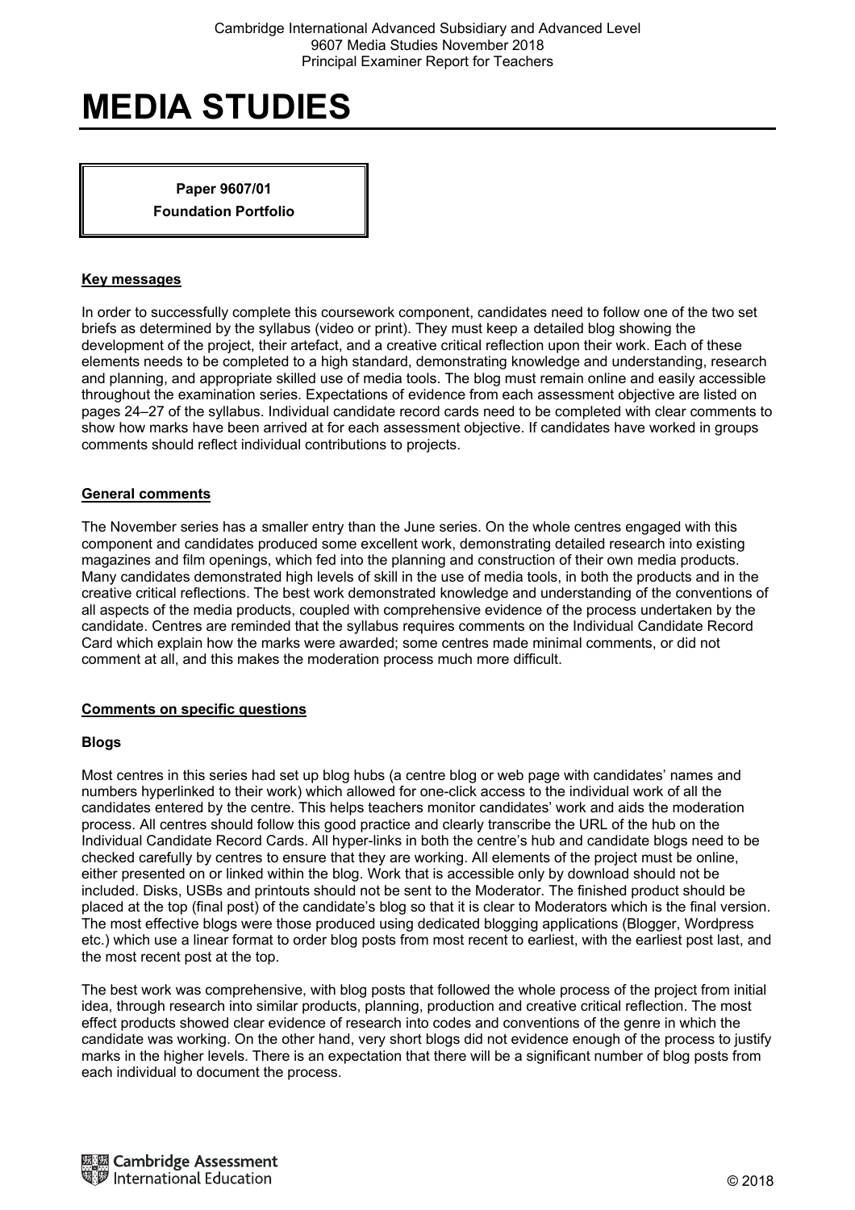# MEDIA STUDIES

**Paper 9607/01**

**Foundation Portfolio**

## Key messages

In order to successfully complete this coursework component, candidates need to follow one of the two set briefs as determined by the syllabus (video or print). They must keep a detailed blog showing the development of the project, their artefact, and a creative critical reflection upon their work. Each of these elements needs to be completed to a high standard, demonstrating knowledge and understanding, research and planning, and appropriate skilled use of media tools. The blog must remain online and easily accessible throughout the examination series. Expectations of evidence from each assessment objective are listed on pages 24–27 of the syllabus. Individual candidate record cards need to be completed with clear comments to show how marks have been arrived at for each assessment objective. If candidates have worked in groups comments should reflect individual contributions to projects.

## General comments

The November series has a smaller entry than the June series. On the whole centres engaged with this component and candidates produced some excellent work, demonstrating detailed research into existing magazines and film openings, which fed into the planning and construction of their own media products. Many candidates demonstrated high levels of skill in the use of media tools, in both the products and in the creative critical reflections. The best work demonstrated knowledge and understanding of the conventions of all aspects of the media products, coupled with comprehensive evidence of the process undertaken by the candidate. Centres are reminded that the syllabus requires comments on the Individual Candidate Record Card which explain how the marks were awarded; some centres made minimal comments, or did not comment at all, and this makes the moderation process much more difficult.

## Comments on specific questions

### Blogs

Most centres in this series had set up blog hubs (a centre blog or web page with candidates' names and numbers hyperlinked to their work) which allowed for one-click access to the individual work of all the candidates entered by the centre. This helps teachers monitor candidates' work and aids the moderation process. All centres should follow this good practice and clearly transcribe the URL of the hub on the Individual Candidate Record Cards. All hyper-links in both the centre's hub and candidate blogs need to be checked carefully by centres to ensure that they are working. All elements of the project must be online, either presented on or linked within the blog. Work that is accessible only by download should not be included. Disks, USBs and printouts should not be sent to the Moderator. The finished product should be placed at the top (final post) of the candidate's blog so that it is clear to Moderators which is the final version. The most effective blogs were those produced using dedicated blogging applications (Blogger, Wordpress etc.) which use a linear format to order blog posts from most recent to earliest, with the earliest post last, and the most recent post at the top.

The best work was comprehensive, with blog posts that followed the whole process of the project from initial idea, through research into similar products, planning, production and creative critical reflection. The most effect products showed clear evidence of research into codes and conventions of the genre in which the candidate was working. On the other hand, very short blogs did not evidence enough of the process to justify marks in the higher levels. There is an expectation that there will be a significant number of blog posts from each individual to document the process.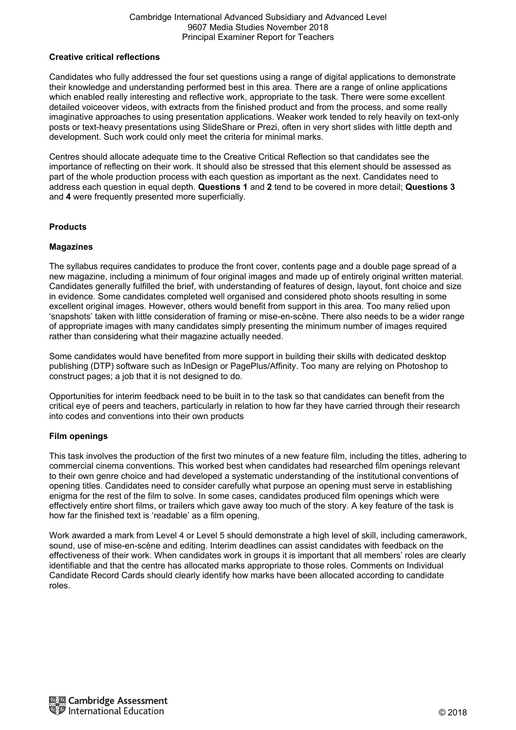### Creative critical reflections

Candidates who fully addressed the four set questions using a range of digital applications to demonstrate their knowledge and understanding performed best in this area. There are a range of online applications which enabled really interesting and reflective work, appropriate to the task. There were some excellent detailed voiceover videos, with extracts from the finished product and from the process, and some really imaginative approaches to using presentation applications. Weaker work tended to rely heavily on text-only posts or text-heavy presentations using SlideShare or Prezi, often in very short slides with little depth and development. Such work could only meet the criteria for minimal marks.

Centres should allocate adequate time to the Creative Critical Reflection so that candidates see the importance of reflecting on their work. It should also be stressed that this element should be assessed as part of the whole production process with each question as important as the next. Candidates need to address each question in equal depth. **Questions 1** and **2** tend to be covered in more detail; **Questions 3** and **4** were frequently presented more superficially.

### Products

#### Magazines

The syllabus requires candidates to produce the front cover, contents page and a double page spread of a new magazine, including a minimum of four original images and made up of entirely original written material. Candidates generally fulfilled the brief, with understanding of features of design, layout, font choice and size in evidence. Some candidates completed well organised and considered photo shoots resulting in some excellent original images. However, others would benefit from support in this area. Too many relied upon 'snapshots' taken with little consideration of framing or mise-en-scène. There also needs to be a wider range of appropriate images with many candidates simply presenting the minimum number of images required rather than considering what their magazine actually needed.

Some candidates would have benefited from more support in building their skills with dedicated desktop publishing (DTP) software such as InDesign or PagePlus/Affinity. Too many are relying on Photoshop to construct pages; a job that it is not designed to do.

Opportunities for interim feedback need to be built in to the task so that candidates can benefit from the critical eye of peers and teachers, particularly in relation to how far they have carried through their research into codes and conventions into their own products

#### Film openings

This task involves the production of the first two minutes of a new feature film, including the titles, adhering to commercial cinema conventions. This worked best when candidates had researched film openings relevant to their own genre choice and had developed a systematic understanding of the institutional conventions of opening titles. Candidates need to consider carefully what purpose an opening must serve in establishing enigma for the rest of the film to solve. In some cases, candidates produced film openings which were effectively entire short films, or trailers which gave away too much of the story. A key feature of the task is how far the finished text is 'readable' as a film opening.

Work awarded a mark from Level 4 or Level 5 should demonstrate a high level of skill, including camerawork, sound, use of mise-en-scène and editing. Interim deadlines can assist candidates with feedback on the effectiveness of their work. When candidates work in groups it is important that all members' roles are clearly identifiable and that the centre has allocated marks appropriate to those roles. Comments on Individual Candidate Record Cards should clearly identify how marks have been allocated according to candidate roles.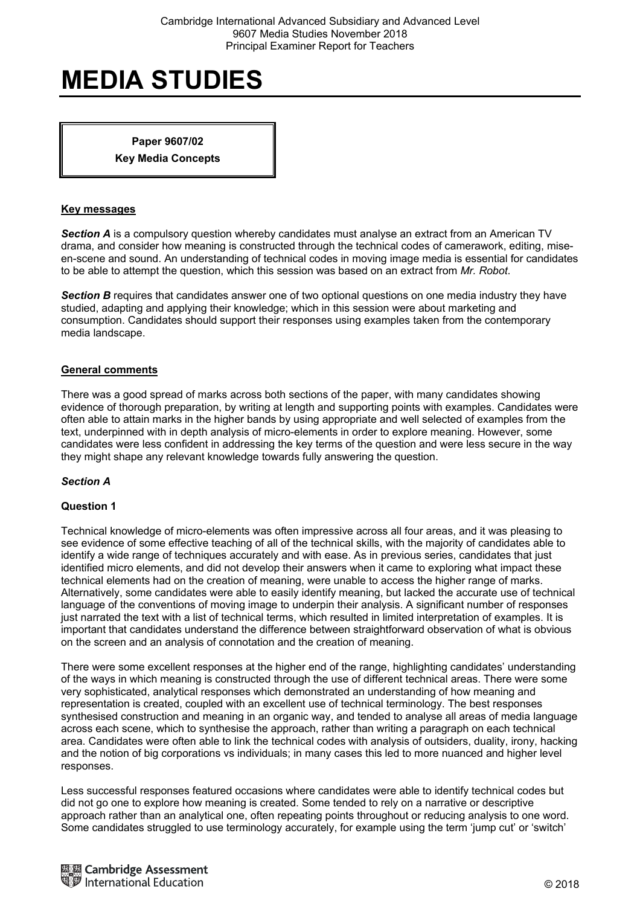# MEDIA STUDIES

**Paper 9607/02**
**Key Media Concepts**

## Key messages

***Section A*** is a compulsory question whereby candidates must analyse an extract from an American TV drama, and consider how meaning is constructed through the technical codes of camerawork, editing, mise-en-scene and sound. An understanding of technical codes in moving image media is essential for candidates to be able to attempt the question, which this session was based on an extract from *Mr. Robot*.

***Section B*** requires that candidates answer one of two optional questions on one media industry they have studied, adapting and applying their knowledge; which in this session were about marketing and consumption. Candidates should support their responses using examples taken from the contemporary media landscape.

## General comments

There was a good spread of marks across both sections of the paper, with many candidates showing evidence of thorough preparation, by writing at length and supporting points with examples. Candidates were often able to attain marks in the higher bands by using appropriate and well selected of examples from the text, underpinned with in depth analysis of micro-elements in order to explore meaning. However, some candidates were less confident in addressing the key terms of the question and were less secure in the way they might shape any relevant knowledge towards fully answering the question.

### *Section A*

**Question 1**

Technical knowledge of micro-elements was often impressive across all four areas, and it was pleasing to see evidence of some effective teaching of all of the technical skills, with the majority of candidates able to identify a wide range of techniques accurately and with ease. As in previous series, candidates that just identified micro elements, and did not develop their answers when it came to exploring what impact these technical elements had on the creation of meaning, were unable to access the higher range of marks. Alternatively, some candidates were able to easily identify meaning, but lacked the accurate use of technical language of the conventions of moving image to underpin their analysis. A significant number of responses just narrated the text with a list of technical terms, which resulted in limited interpretation of examples. It is important that candidates understand the difference between straightforward observation of what is obvious on the screen and an analysis of connotation and the creation of meaning.

There were some excellent responses at the higher end of the range, highlighting candidates' understanding of the ways in which meaning is constructed through the use of different technical areas. There were some very sophisticated, analytical responses which demonstrated an understanding of how meaning and representation is created, coupled with an excellent use of technical terminology. The best responses synthesised construction and meaning in an organic way, and tended to analyse all areas of media language across each scene, which to synthesise the approach, rather than writing a paragraph on each technical area. Candidates were often able to link the technical codes with analysis of outsiders, duality, irony, hacking and the notion of big corporations vs individuals; in many cases this led to more nuanced and higher level responses.

Less successful responses featured occasions where candidates were able to identify technical codes but did not go one to explore how meaning is created. Some tended to rely on a narrative or descriptive approach rather than an analytical one, often repeating points throughout or reducing analysis to one word. Some candidates struggled to use terminology accurately, for example using the term 'jump cut' or 'switch'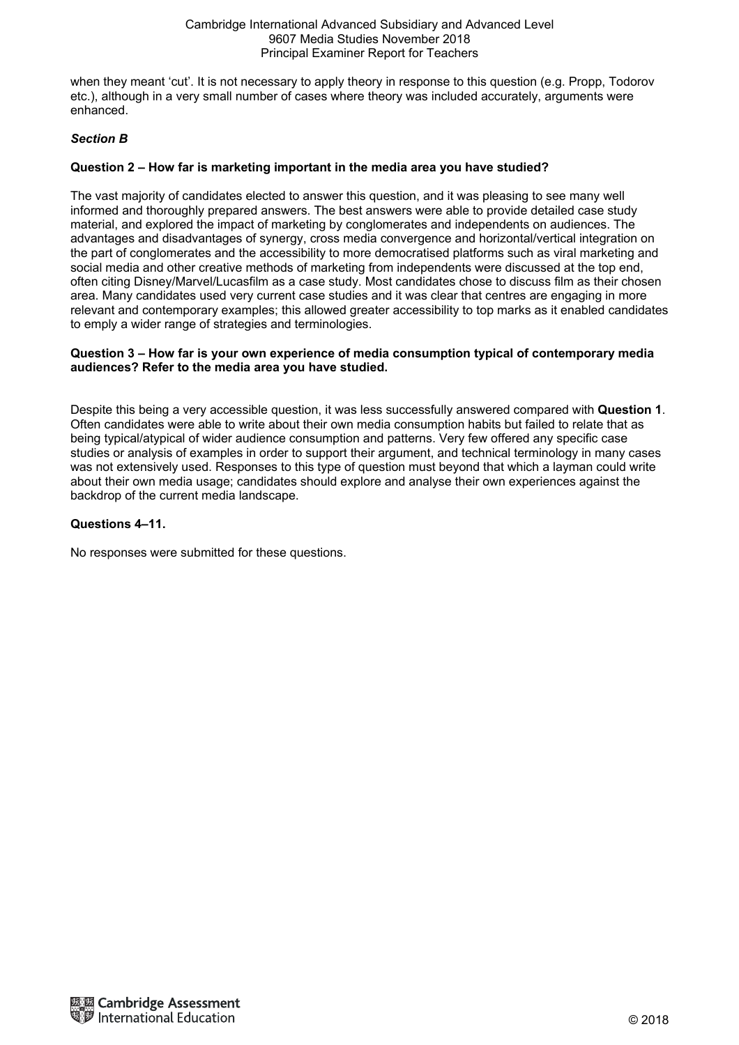when they meant 'cut'. It is not necessary to apply theory in response to this question (e.g. Propp, Todorov etc.), although in a very small number of cases where theory was included accurately, arguments were enhanced.

### *Section B*

**Question 2 – How far is marketing important in the media area you have studied?**

The vast majority of candidates elected to answer this question, and it was pleasing to see many well informed and thoroughly prepared answers. The best answers were able to provide detailed case study material, and explored the impact of marketing by conglomerates and independents on audiences. The advantages and disadvantages of synergy, cross media convergence and horizontal/vertical integration on the part of conglomerates and the accessibility to more democratised platforms such as viral marketing and social media and other creative methods of marketing from independents were discussed at the top end, often citing Disney/Marvel/Lucasfilm as a case study. Most candidates chose to discuss film as their chosen area. Many candidates used very current case studies and it was clear that centres are engaging in more relevant and contemporary examples; this allowed greater accessibility to top marks as it enabled candidates to emply a wider range of strategies and terminologies.

**Question 3 – How far is your own experience of media consumption typical of contemporary media audiences? Refer to the media area you have studied.**

Despite this being a very accessible question, it was less successfully answered compared with **Question 1**. Often candidates were able to write about their own media consumption habits but failed to relate that as being typical/atypical of wider audience consumption and patterns. Very few offered any specific case studies or analysis of examples in order to support their argument, and technical terminology in many cases was not extensively used. Responses to this type of question must beyond that which a layman could write about their own media usage; candidates should explore and analyse their own experiences against the backdrop of the current media landscape.

**Questions 4–11.**

No responses were submitted for these questions.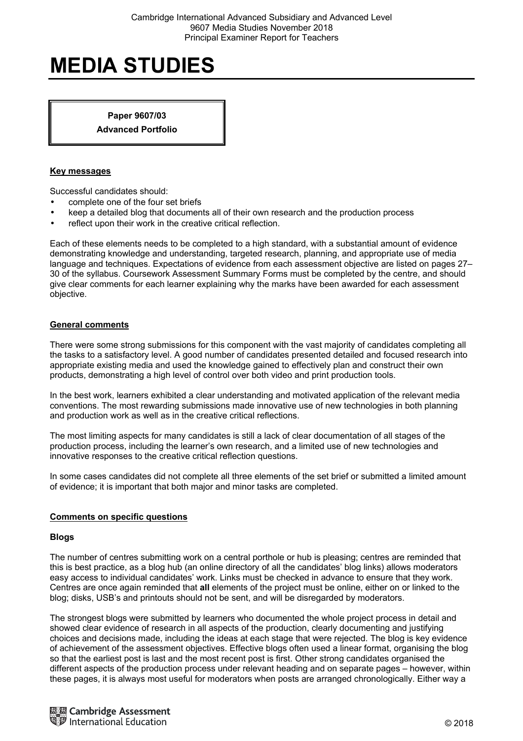# MEDIA STUDIES

**Paper 9607/03**

**Advanced Portfolio**

## Key messages

Successful candidates should:

- complete one of the four set briefs
- keep a detailed blog that documents all of their own research and the production process
- reflect upon their work in the creative critical reflection.

Each of these elements needs to be completed to a high standard, with a substantial amount of evidence demonstrating knowledge and understanding, targeted research, planning, and appropriate use of media language and techniques. Expectations of evidence from each assessment objective are listed on pages 27–30 of the syllabus. Coursework Assessment Summary Forms must be completed by the centre, and should give clear comments for each learner explaining why the marks have been awarded for each assessment objective.

## General comments

There were some strong submissions for this component with the vast majority of candidates completing all the tasks to a satisfactory level. A good number of candidates presented detailed and focused research into appropriate existing media and used the knowledge gained to effectively plan and construct their own products, demonstrating a high level of control over both video and print production tools.

In the best work, learners exhibited a clear understanding and motivated application of the relevant media conventions. The most rewarding submissions made innovative use of new technologies in both planning and production work as well as in the creative critical reflections.

The most limiting aspects for many candidates is still a lack of clear documentation of all stages of the production process, including the learner's own research, and a limited use of new technologies and innovative responses to the creative critical reflection questions.

In some cases candidates did not complete all three elements of the set brief or submitted a limited amount of evidence; it is important that both major and minor tasks are completed.

## Comments on specific questions

### Blogs

The number of centres submitting work on a central porthole or hub is pleasing; centres are reminded that this is best practice, as a blog hub (an online directory of all the candidates' blog links) allows moderators easy access to individual candidates' work. Links must be checked in advance to ensure that they work. Centres are once again reminded that **all** elements of the project must be online, either on or linked to the blog; disks, USB's and printouts should not be sent, and will be disregarded by moderators.

The strongest blogs were submitted by learners who documented the whole project process in detail and showed clear evidence of research in all aspects of the production, clearly documenting and justifying choices and decisions made, including the ideas at each stage that were rejected. The blog is key evidence of achievement of the assessment objectives. Effective blogs often used a linear format, organising the blog so that the earliest post is last and the most recent post is first. Other strong candidates organised the different aspects of the production process under relevant heading and on separate pages – however, within these pages, it is always most useful for moderators when posts are arranged chronologically. Either way a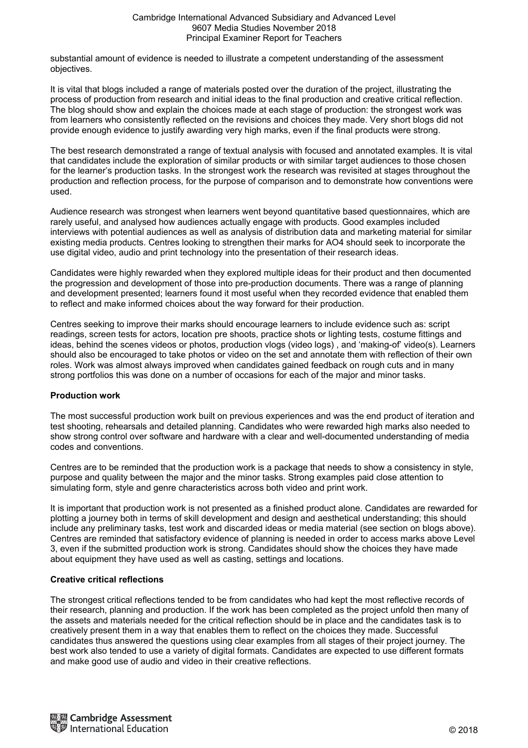substantial amount of evidence is needed to illustrate a competent understanding of the assessment objectives.

It is vital that blogs included a range of materials posted over the duration of the project, illustrating the process of production from research and initial ideas to the final production and creative critical reflection. The blog should show and explain the choices made at each stage of production: the strongest work was from learners who consistently reflected on the revisions and choices they made. Very short blogs did not provide enough evidence to justify awarding very high marks, even if the final products were strong.

The best research demonstrated a range of textual analysis with focused and annotated examples. It is vital that candidates include the exploration of similar products or with similar target audiences to those chosen for the learner's production tasks. In the strongest work the research was revisited at stages throughout the production and reflection process, for the purpose of comparison and to demonstrate how conventions were used.

Audience research was strongest when learners went beyond quantitative based questionnaires, which are rarely useful, and analysed how audiences actually engage with products. Good examples included interviews with potential audiences as well as analysis of distribution data and marketing material for similar existing media products. Centres looking to strengthen their marks for AO4 should seek to incorporate the use digital video, audio and print technology into the presentation of their research ideas.

Candidates were highly rewarded when they explored multiple ideas for their product and then documented the progression and development of those into pre-production documents. There was a range of planning and development presented; learners found it most useful when they recorded evidence that enabled them to reflect and make informed choices about the way forward for their production.

Centres seeking to improve their marks should encourage learners to include evidence such as: script readings, screen tests for actors, location pre shoots, practice shots or lighting tests, costume fittings and ideas, behind the scenes videos or photos, production vlogs (video logs) , and 'making-of' video(s). Learners should also be encouraged to take photos or video on the set and annotate them with reflection of their own roles. Work was almost always improved when candidates gained feedback on rough cuts and in many strong portfolios this was done on a number of occasions for each of the major and minor tasks.

**Production work**

The most successful production work built on previous experiences and was the end product of iteration and test shooting, rehearsals and detailed planning. Candidates who were rewarded high marks also needed to show strong control over software and hardware with a clear and well-documented understanding of media codes and conventions.

Centres are to be reminded that the production work is a package that needs to show a consistency in style, purpose and quality between the major and the minor tasks. Strong examples paid close attention to simulating form, style and genre characteristics across both video and print work.

It is important that production work is not presented as a finished product alone. Candidates are rewarded for plotting a journey both in terms of skill development and design and aesthetical understanding; this should include any preliminary tasks, test work and discarded ideas or media material (see section on blogs above). Centres are reminded that satisfactory evidence of planning is needed in order to access marks above Level 3, even if the submitted production work is strong. Candidates should show the choices they have made about equipment they have used as well as casting, settings and locations.

**Creative critical reflections**

The strongest critical reflections tended to be from candidates who had kept the most reflective records of their research, planning and production. If the work has been completed as the project unfold then many of the assets and materials needed for the critical reflection should be in place and the candidates task is to creatively present them in a way that enables them to reflect on the choices they made. Successful candidates thus answered the questions using clear examples from all stages of their project journey. The best work also tended to use a variety of digital formats. Candidates are expected to use different formats and make good use of audio and video in their creative reflections.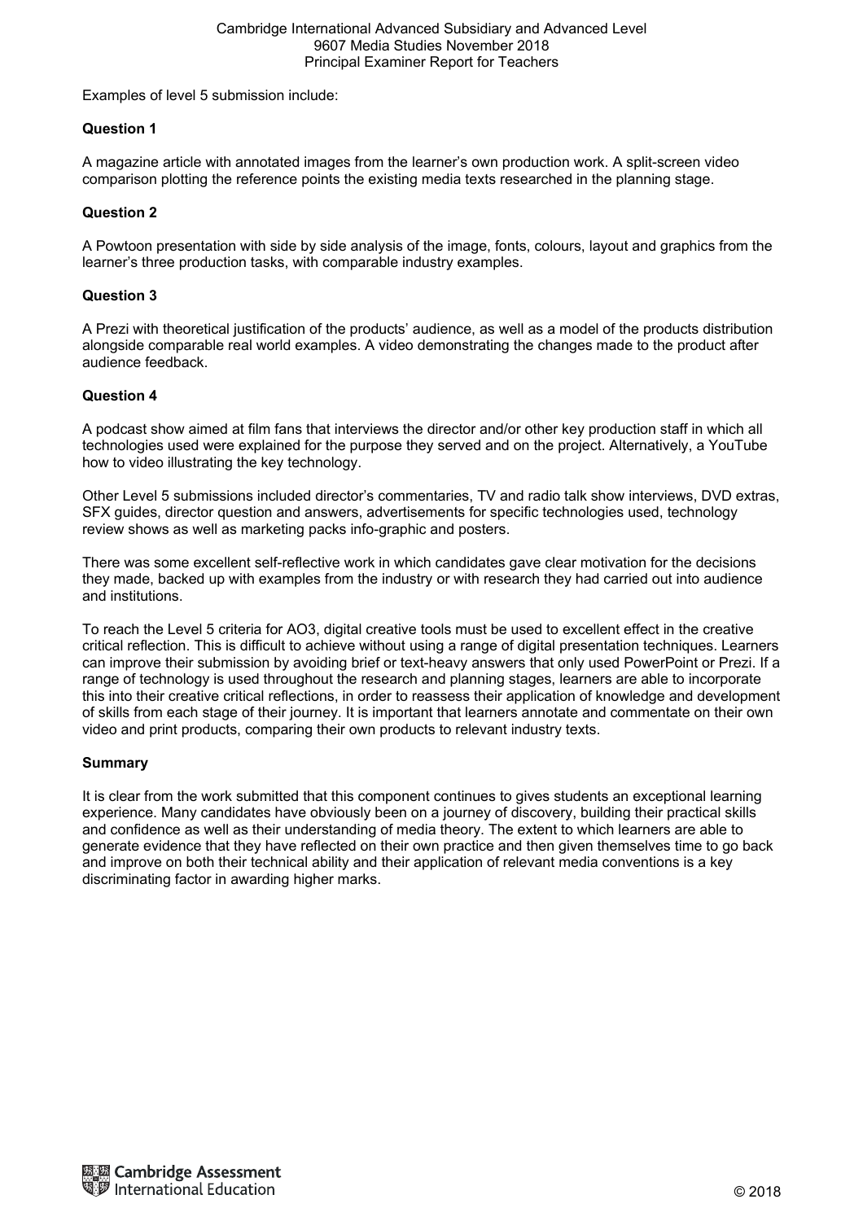Examples of level 5 submission include:

**Question 1**

A magazine article with annotated images from the learner's own production work. A split-screen video comparison plotting the reference points the existing media texts researched in the planning stage.

**Question 2**

A Powtoon presentation with side by side analysis of the image, fonts, colours, layout and graphics from the learner's three production tasks, with comparable industry examples.

**Question 3**

A Prezi with theoretical justification of the products' audience, as well as a model of the products distribution alongside comparable real world examples. A video demonstrating the changes made to the product after audience feedback.

**Question 4**

A podcast show aimed at film fans that interviews the director and/or other key production staff in which all technologies used were explained for the purpose they served and on the project. Alternatively, a YouTube how to video illustrating the key technology.

Other Level 5 submissions included director's commentaries, TV and radio talk show interviews, DVD extras, SFX guides, director question and answers, advertisements for specific technologies used, technology review shows as well as marketing packs info-graphic and posters.

There was some excellent self-reflective work in which candidates gave clear motivation for the decisions they made, backed up with examples from the industry or with research they had carried out into audience and institutions.

To reach the Level 5 criteria for AO3, digital creative tools must be used to excellent effect in the creative critical reflection. This is difficult to achieve without using a range of digital presentation techniques. Learners can improve their submission by avoiding brief or text-heavy answers that only used PowerPoint or Prezi. If a range of technology is used throughout the research and planning stages, learners are able to incorporate this into their creative critical reflections, in order to reassess their application of knowledge and development of skills from each stage of their journey. It is important that learners annotate and commentate on their own video and print products, comparing their own products to relevant industry texts.

**Summary**

It is clear from the work submitted that this component continues to gives students an exceptional learning experience. Many candidates have obviously been on a journey of discovery, building their practical skills and confidence as well as their understanding of media theory. The extent to which learners are able to generate evidence that they have reflected on their own practice and then given themselves time to go back and improve on both their technical ability and their application of relevant media conventions is a key discriminating factor in awarding higher marks.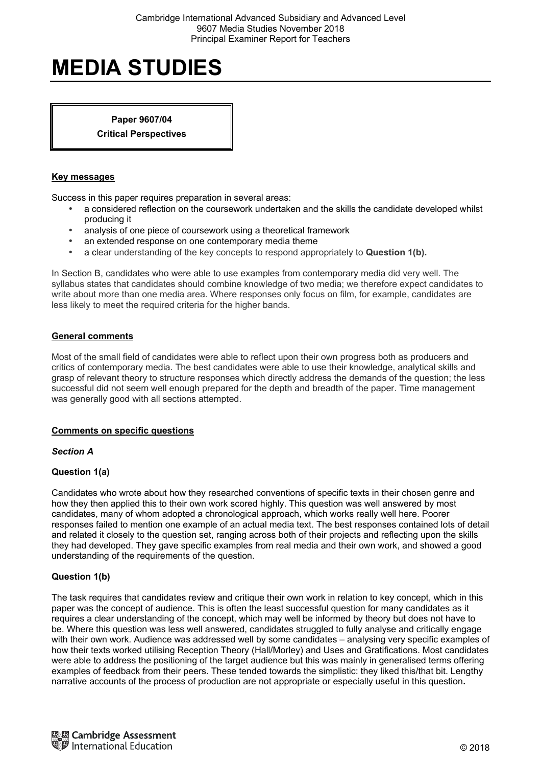# MEDIA STUDIES

**Paper 9607/04**
**Critical Perspectives**

## Key messages

Success in this paper requires preparation in several areas:

- a considered reflection on the coursework undertaken and the skills the candidate developed whilst producing it
- analysis of one piece of coursework using a theoretical framework
- an extended response on one contemporary media theme
- a clear understanding of the key concepts to respond appropriately to **Question 1(b).**

In Section B, candidates who were able to use examples from contemporary media did very well. The syllabus states that candidates should combine knowledge of two media; we therefore expect candidates to write about more than one media area. Where responses only focus on film, for example, candidates are less likely to meet the required criteria for the higher bands.

## General comments

Most of the small field of candidates were able to reflect upon their own progress both as producers and critics of contemporary media. The best candidates were able to use their knowledge, analytical skills and grasp of relevant theory to structure responses which directly address the demands of the question; the less successful did not seem well enough prepared for the depth and breadth of the paper. Time management was generally good with all sections attempted.

## Comments on specific questions

### *Section A*

### Question 1(a)

Candidates who wrote about how they researched conventions of specific texts in their chosen genre and how they then applied this to their own work scored highly. This question was well answered by most candidates, many of whom adopted a chronological approach, which works really well here. Poorer responses failed to mention one example of an actual media text. The best responses contained lots of detail and related it closely to the question set, ranging across both of their projects and reflecting upon the skills they had developed. They gave specific examples from real media and their own work, and showed a good understanding of the requirements of the question.

### Question 1(b)

The task requires that candidates review and critique their own work in relation to key concept, which in this paper was the concept of audience. This is often the least successful question for many candidates as it requires a clear understanding of the concept, which may well be informed by theory but does not have to be. Where this question was less well answered, candidates struggled to fully analyse and critically engage with their own work. Audience was addressed well by some candidates – analysing very specific examples of how their texts worked utilising Reception Theory (Hall/Morley) and Uses and Gratifications. Most candidates were able to address the positioning of the target audience but this was mainly in generalised terms offering examples of feedback from their peers. These tended towards the simplistic: they liked this/that bit. Lengthy narrative accounts of the process of production are not appropriate or especially useful in this question**.**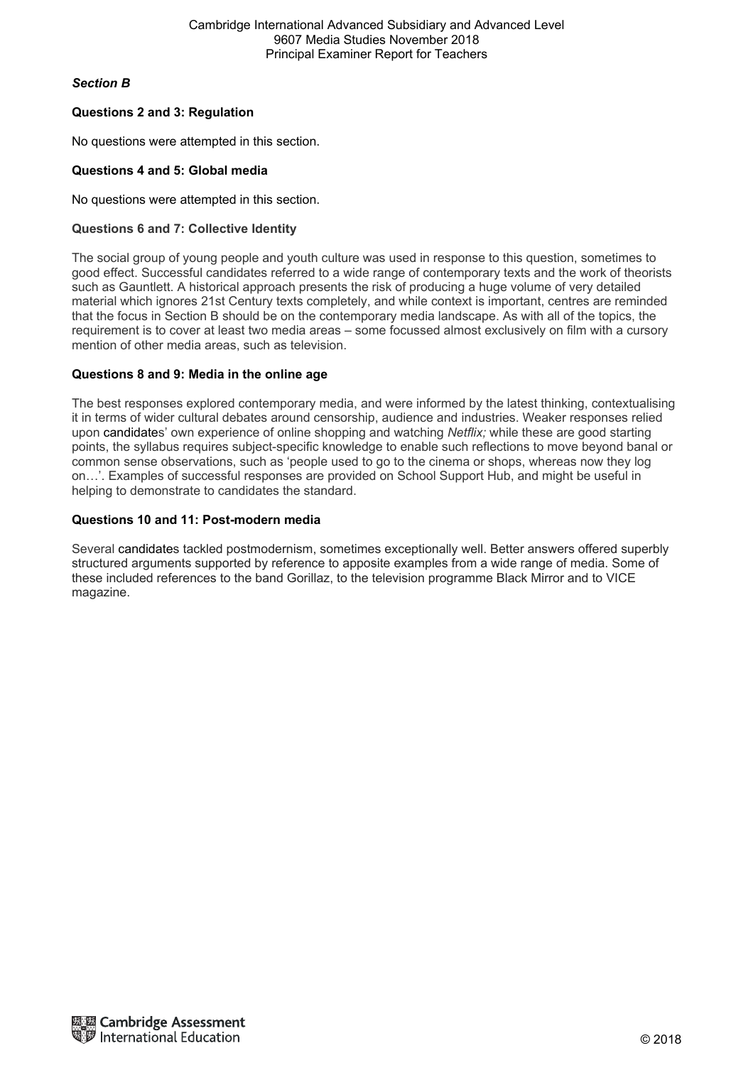### *Section B*

**Questions 2 and 3: Regulation**

No questions were attempted in this section.

**Questions 4 and 5: Global media**

No questions were attempted in this section.

**Questions 6 and 7: Collective Identity**

The social group of young people and youth culture was used in response to this question, sometimes to good effect. Successful candidates referred to a wide range of contemporary texts and the work of theorists such as Gauntlett. A historical approach presents the risk of producing a huge volume of very detailed material which ignores 21st Century texts completely, and while context is important, centres are reminded that the focus in Section B should be on the contemporary media landscape. As with all of the topics, the requirement is to cover at least two media areas – some focussed almost exclusively on film with a cursory mention of other media areas, such as television.

**Questions 8 and 9: Media in the online age**

The best responses explored contemporary media, and were informed by the latest thinking, contextualising it in terms of wider cultural debates around censorship, audience and industries. Weaker responses relied upon candidates' own experience of online shopping and watching *Netflix;* while these are good starting points, the syllabus requires subject-specific knowledge to enable such reflections to move beyond banal or common sense observations, such as 'people used to go to the cinema or shops, whereas now they log on…'. Examples of successful responses are provided on School Support Hub, and might be useful in helping to demonstrate to candidates the standard.

**Questions 10 and 11: Post-modern media**

Several candidates tackled postmodernism, sometimes exceptionally well. Better answers offered superbly structured arguments supported by reference to apposite examples from a wide range of media. Some of these included references to the band Gorillaz, to the television programme Black Mirror and to VICE magazine.